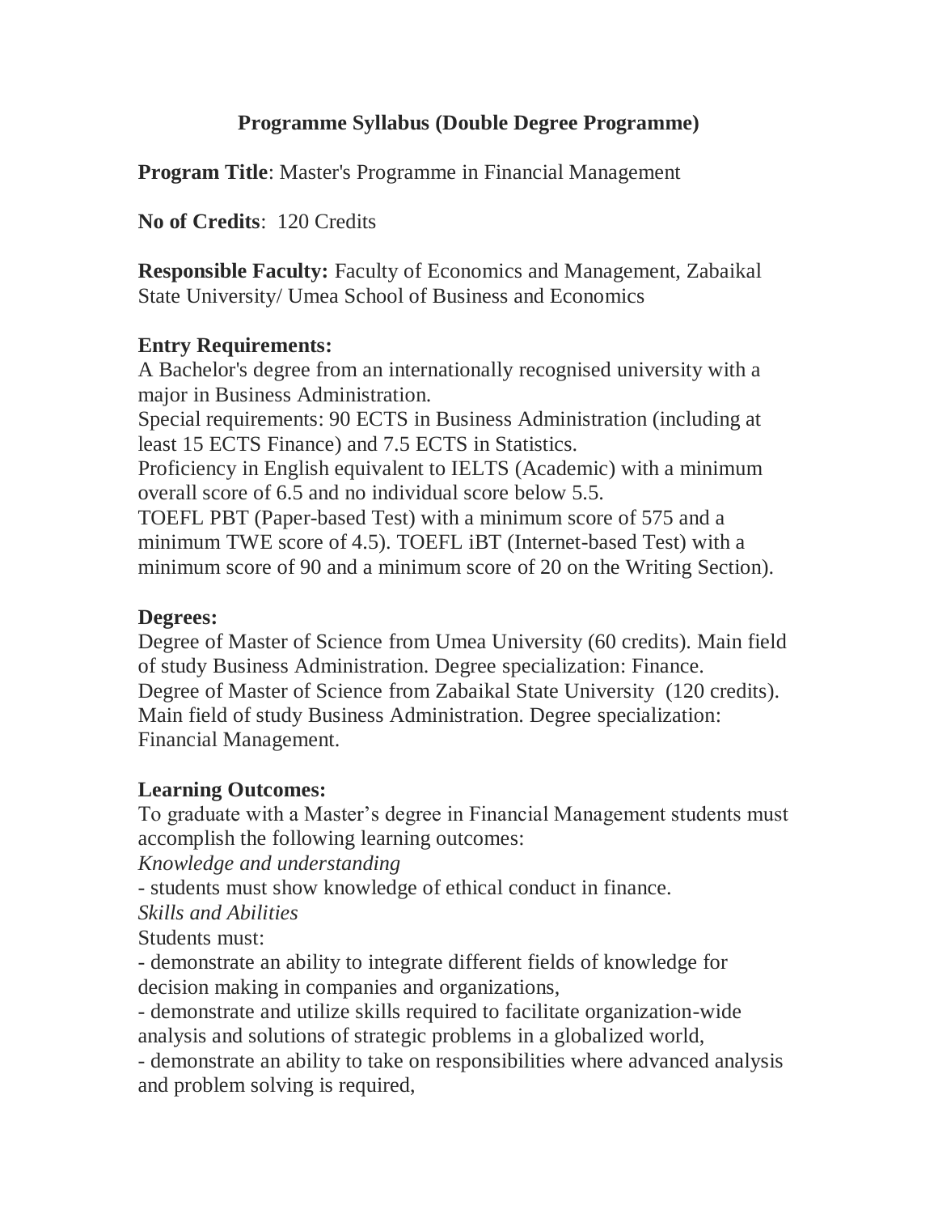## Programme Syllabus (Double Degree Programme)

**Program Title**: Master's Programme in Financial Management

**No of Credits**: 120 Credits

**Responsible Faculty:** Faculty of Economics and Management, Zabaikal State University/ Umea School of Business and Economics

**Entry Requirements:**
A Bachelor's degree from an internationally recognised university with a major in Business Administration.
Special requirements: 90 ECTS in Business Administration (including at least 15 ECTS Finance) and 7.5 ECTS in Statistics.
Proficiency in English equivalent to IELTS (Academic) with a minimum overall score of 6.5 and no individual score below 5.5.
TOEFL PBT (Paper-based Test) with a minimum score of 575 and a minimum TWE score of 4.5). TOEFL iBT (Internet-based Test) with a minimum score of 90 and a minimum score of 20 on the Writing Section).

**Degrees:**
Degree of Master of Science from Umea University (60 credits). Main field of study Business Administration. Degree specialization: Finance.
Degree of Master of Science from Zabaikal State University (120 credits). Main field of study Business Administration. Degree specialization: Financial Management.

**Learning Outcomes:**
To graduate with a Master's degree in Financial Management students must accomplish the following learning outcomes:
*Knowledge and understanding*
- students must show knowledge of ethical conduct in finance.

*Skills and Abilities*
Students must:
- demonstrate an ability to integrate different fields of knowledge for decision making in companies and organizations,
- demonstrate and utilize skills required to facilitate organization-wide analysis and solutions of strategic problems in a globalized world,
- demonstrate an ability to take on responsibilities where advanced analysis and problem solving is required,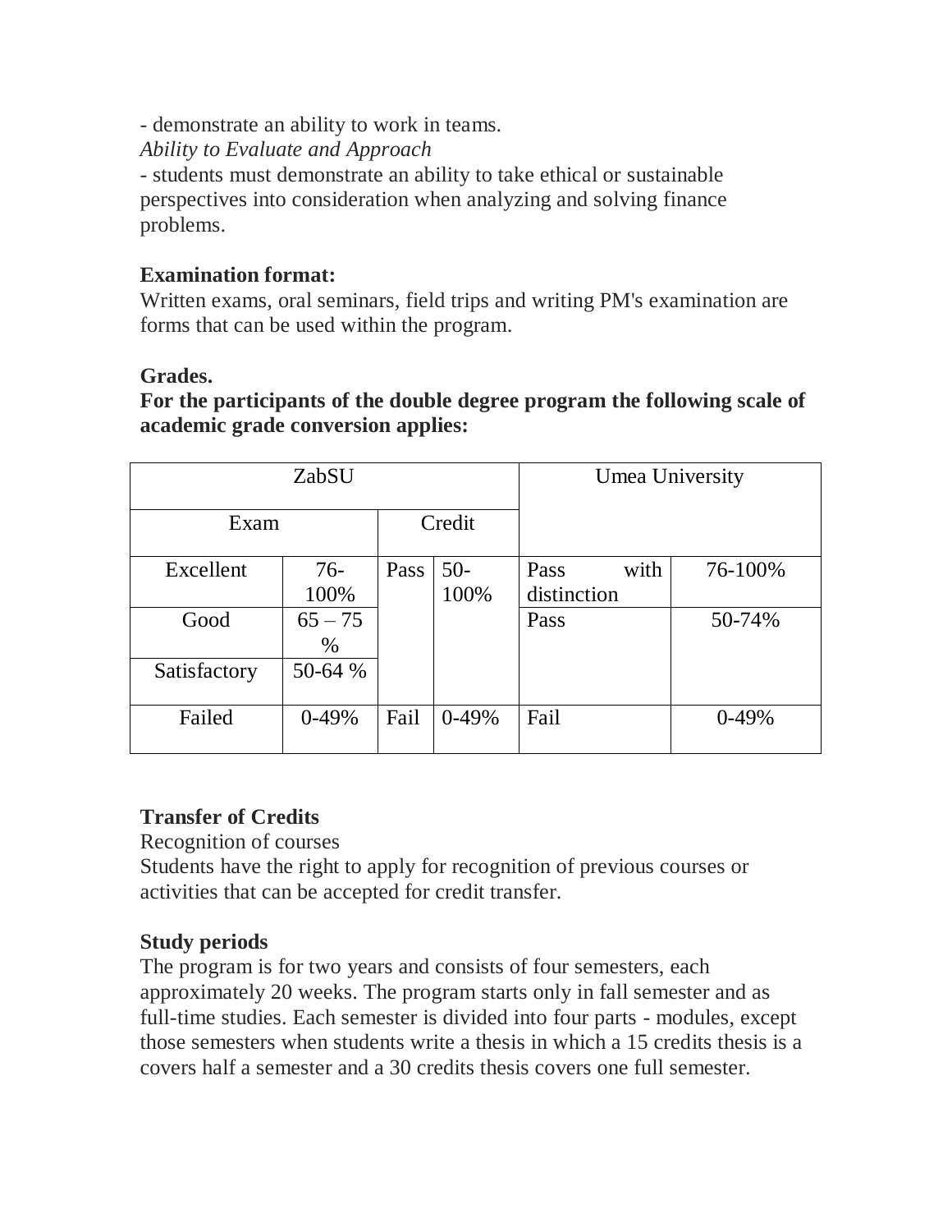- demonstrate an ability to work in teams.

*Ability to Evaluate and Approach*

- students must demonstrate an ability to take ethical or sustainable perspectives into consideration when analyzing and solving finance problems.

**Examination format:**

Written exams, oral seminars, field trips and writing PM's examination are forms that can be used within the program.

**Grades.**

**For the participants of the double degree program the following scale of academic grade conversion applies:**

| ZabSU | | | | Umea University | |
|---|---|---|---|---|---|
| Exam | | Credit | | | |
| Excellent | 76-100% | Pass | 50-100% | Pass with distinction | 76-100% |
| Good | 65 – 75 % | | | Pass | 50-74% |
| Satisfactory | 50-64 % | | | | |
| Failed | 0-49% | Fail | 0-49% | Fail | 0-49% |

**Transfer of Credits**

Recognition of courses

Students have the right to apply for recognition of previous courses or activities that can be accepted for credit transfer.

**Study periods**

The program is for two years and consists of four semesters, each approximately 20 weeks. The program starts only in fall semester and as full-time studies. Each semester is divided into four parts - modules, except those semesters when students write a thesis in which a 15 credits thesis is a covers half a semester and a 30 credits thesis covers one full semester.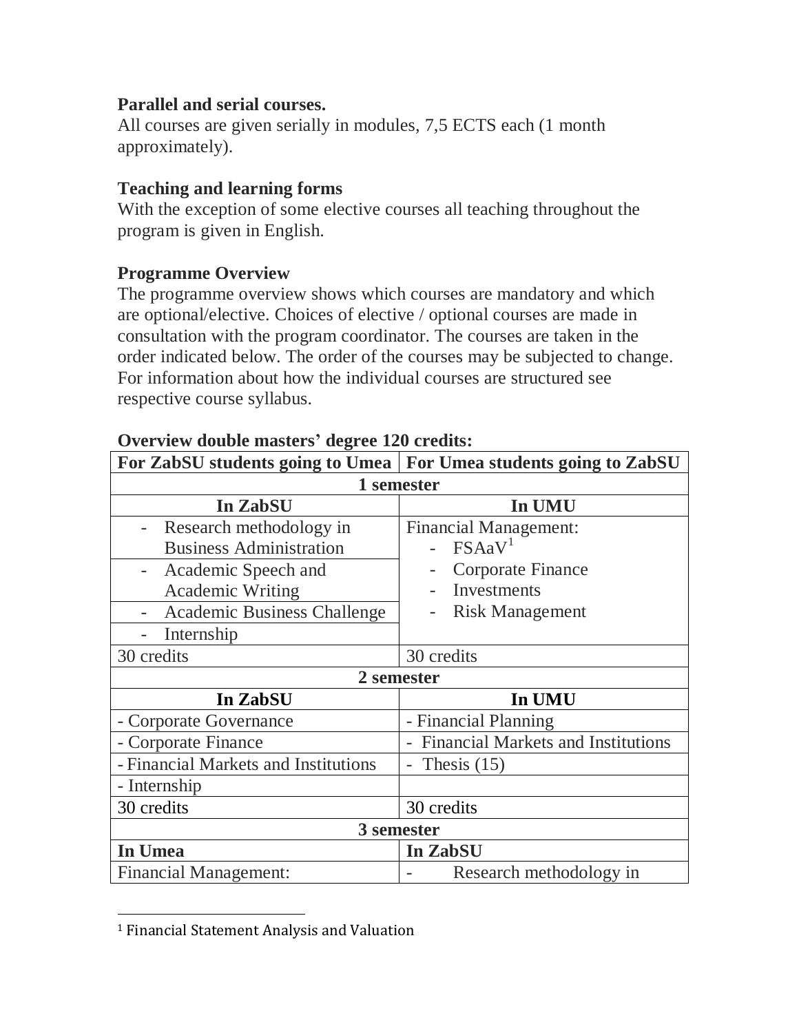**Parallel and serial courses.**
All courses are given serially in modules, 7,5 ECTS each (1 month approximately).

**Teaching and learning forms**
With the exception of some elective courses all teaching throughout the program is given in English.

**Programme Overview**
The programme overview shows which courses are mandatory and which are optional/elective. Choices of elective / optional courses are made in consultation with the program coordinator. The courses are taken in the order indicated below. The order of the courses may be subjected to change. For information about how the individual courses are structured see respective course syllabus.

**Overview double masters' degree 120 credits:**

| For ZabSU students going to Umea | For Umea students going to ZabSU |
|---|---|
| **1 semester** | |
| **In ZabSU** | **In UMU** |
| - Research methodology in Business Administration | Financial Management:<br>- FSAaV[1]<br>- Corporate Finance<br>- Investments<br>- Risk Management |
| - Academic Speech and Academic Writing | |
| - Academic Business Challenge | |
| - Internship | |
| 30 credits | 30 credits |
| **2 semester** | |
| **In ZabSU** | **In UMU** |
| - Corporate Governance | - Financial Planning |
| - Corporate Finance | - Financial Markets and Institutions |
| - Financial Markets and Institutions | - Thesis (15) |
| - Internship | |
| 30 credits | 30 credits |
| **3 semester** | |
| **In Umea** | **In ZabSU** |
| Financial Management: | - Research methodology in |

[1] Financial Statement Analysis and Valuation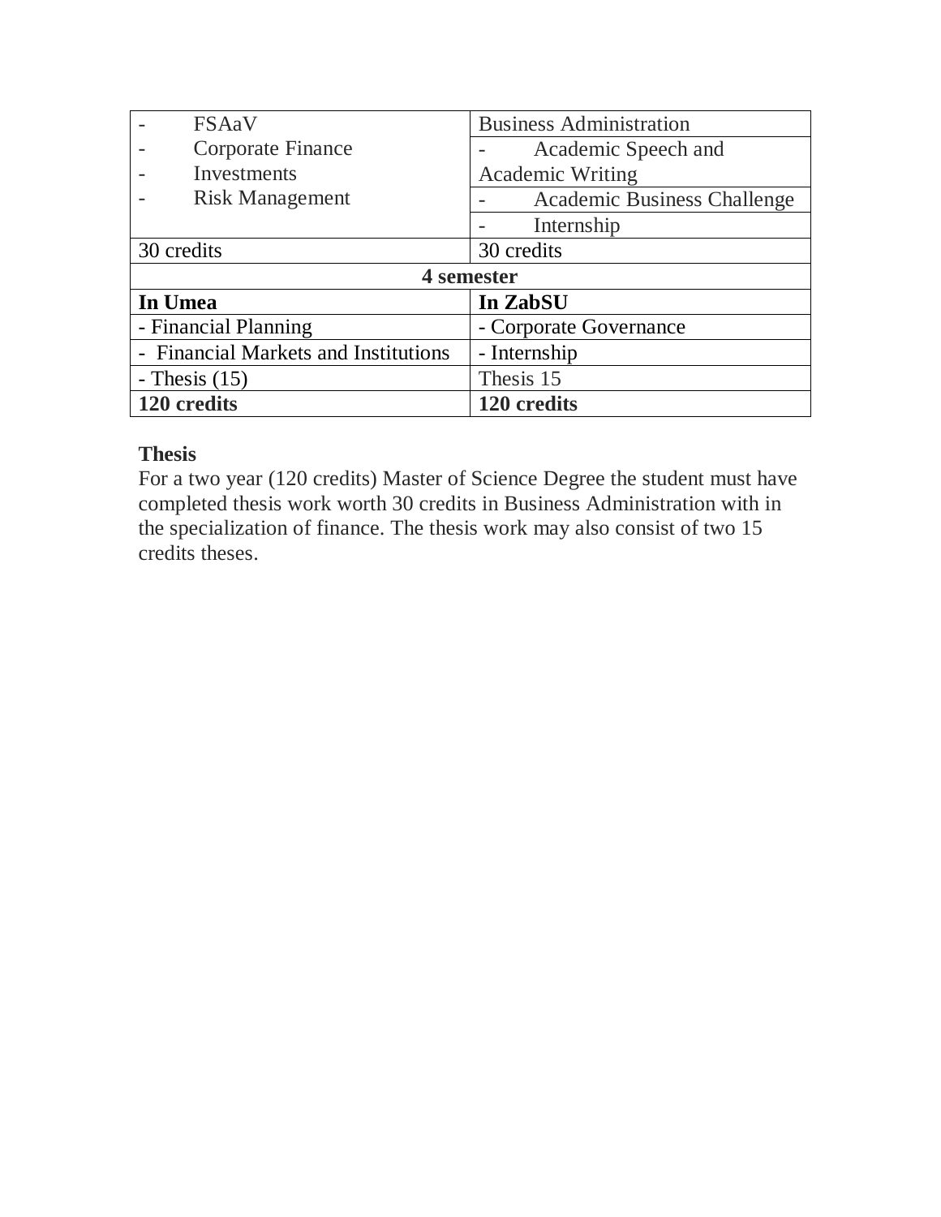| | |
|---|---|
| - FSAaV<br>- Corporate Finance<br>- Investments<br>- Risk Management | Business Administration<br>- Academic Speech and Academic Writing<br>- Academic Business Challenge<br>- Internship |
| 30 credits | 30 credits |
| **4 semester** | |
| **In Umea** | **In ZabSU** |
| - Financial Planning | - Corporate Governance |
| - Financial Markets and Institutions | - Internship |
| - Thesis (15) | Thesis 15 |
| **120 credits** | **120 credits** |

**Thesis**

For a two year (120 credits) Master of Science Degree the student must have completed thesis work worth 30 credits in Business Administration with in the specialization of finance. The thesis work may also consist of two 15 credits theses.